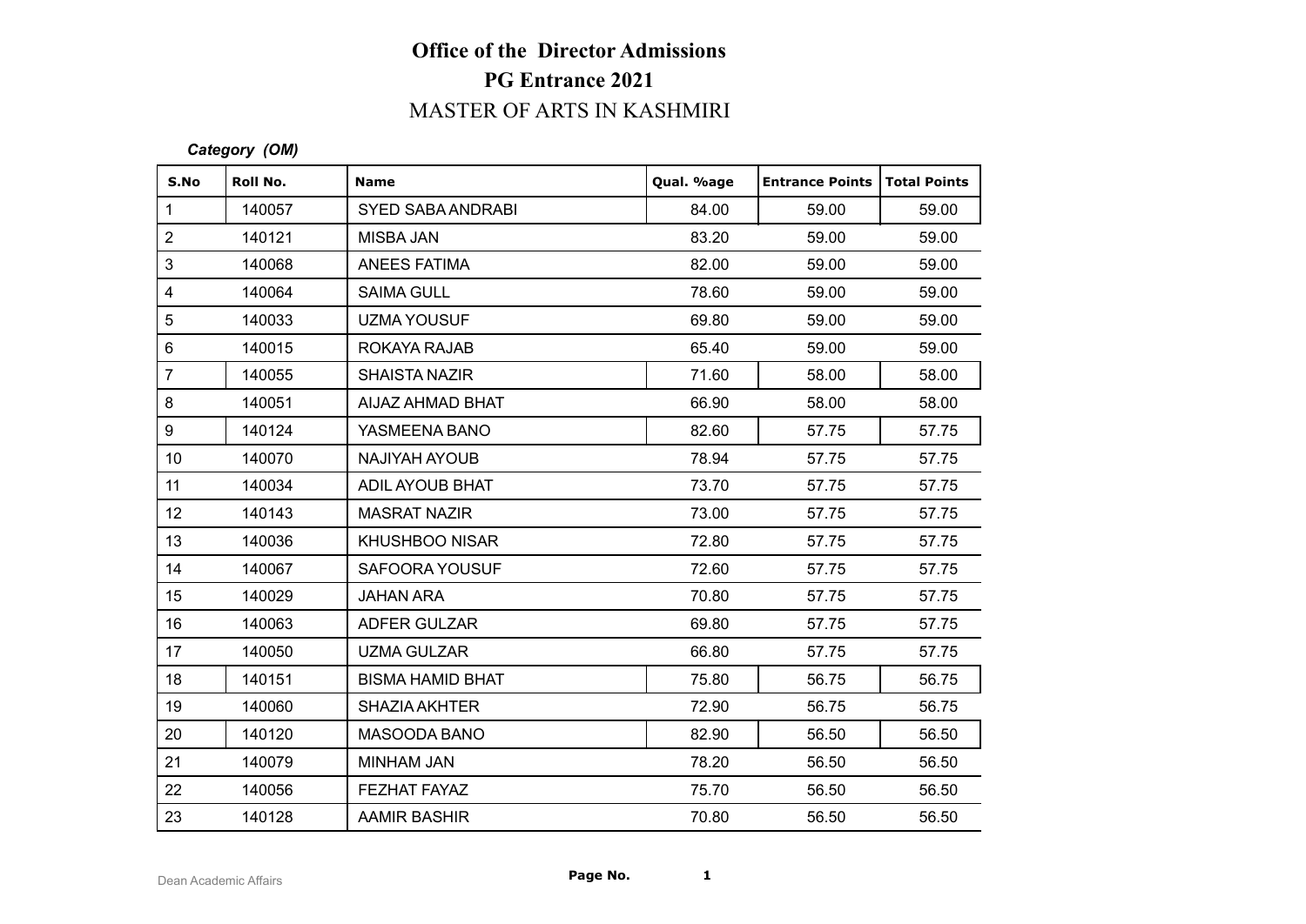# Office of the Director Admissions

## PG Entrance 2021

### MASTER OF ARTS IN KASHMIRI

***Category (OM)***

| S.No | Roll No. | Name | Qual. %age | Entrance Points | Total Points |
|---|---|---|---|---|---|
| 1 | 140057 | SYED SABA ANDRABI | 84.00 | 59.00 | 59.00 |
| 2 | 140121 | MISBA JAN | 83.20 | 59.00 | 59.00 |
| 3 | 140068 | ANEES FATIMA | 82.00 | 59.00 | 59.00 |
| 4 | 140064 | SAIMA GULL | 78.60 | 59.00 | 59.00 |
| 5 | 140033 | UZMA YOUSUF | 69.80 | 59.00 | 59.00 |
| 6 | 140015 | ROKAYA RAJAB | 65.40 | 59.00 | 59.00 |
| 7 | 140055 | SHAISTA NAZIR | 71.60 | 58.00 | 58.00 |
| 8 | 140051 | AIJAZ AHMAD BHAT | 66.90 | 58.00 | 58.00 |
| 9 | 140124 | YASMEENA BANO | 82.60 | 57.75 | 57.75 |
| 10 | 140070 | NAJIYAH AYOUB | 78.94 | 57.75 | 57.75 |
| 11 | 140034 | ADIL AYOUB BHAT | 73.70 | 57.75 | 57.75 |
| 12 | 140143 | MASRAT NAZIR | 73.00 | 57.75 | 57.75 |
| 13 | 140036 | KHUSHBOO NISAR | 72.80 | 57.75 | 57.75 |
| 14 | 140067 | SAFOORA YOUSUF | 72.60 | 57.75 | 57.75 |
| 15 | 140029 | JAHAN ARA | 70.80 | 57.75 | 57.75 |
| 16 | 140063 | ADFER GULZAR | 69.80 | 57.75 | 57.75 |
| 17 | 140050 | UZMA GULZAR | 66.80 | 57.75 | 57.75 |
| 18 | 140151 | BISMA HAMID BHAT | 75.80 | 56.75 | 56.75 |
| 19 | 140060 | SHAZIA AKHTER | 72.90 | 56.75 | 56.75 |
| 20 | 140120 | MASOODA BANO | 82.90 | 56.50 | 56.50 |
| 21 | 140079 | MINHAM JAN | 78.20 | 56.50 | 56.50 |
| 22 | 140056 | FEZHAT FAYAZ | 75.70 | 56.50 | 56.50 |
| 23 | 140128 | AAMIR BASHIR | 70.80 | 56.50 | 56.50 |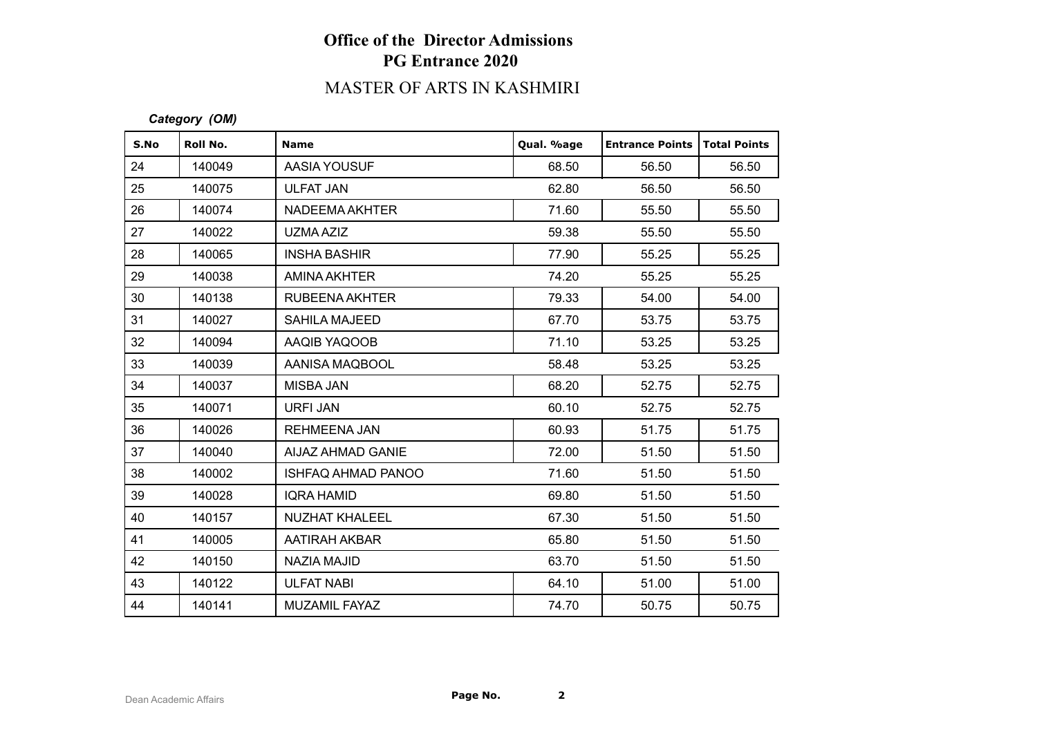# Office of the Director Admissions
## PG Entrance 2020
### MASTER OF ARTS IN KASHMIRI

***Category (OM)***

| S.No | Roll No. | Name | Qual. %age | Entrance Points | Total Points |
|---|---|---|---|---|---|
| 24 | 140049 | AASIA YOUSUF | 68.50 | 56.50 | 56.50 |
| 25 | 140075 | ULFAT JAN | 62.80 | 56.50 | 56.50 |
| 26 | 140074 | NADEEMA AKHTER | 71.60 | 55.50 | 55.50 |
| 27 | 140022 | UZMA AZIZ | 59.38 | 55.50 | 55.50 |
| 28 | 140065 | INSHA BASHIR | 77.90 | 55.25 | 55.25 |
| 29 | 140038 | AMINA AKHTER | 74.20 | 55.25 | 55.25 |
| 30 | 140138 | RUBEENA AKHTER | 79.33 | 54.00 | 54.00 |
| 31 | 140027 | SAHILA MAJEED | 67.70 | 53.75 | 53.75 |
| 32 | 140094 | AAQIB YAQOOB | 71.10 | 53.25 | 53.25 |
| 33 | 140039 | AANISA MAQBOOL | 58.48 | 53.25 | 53.25 |
| 34 | 140037 | MISBA JAN | 68.20 | 52.75 | 52.75 |
| 35 | 140071 | URFI JAN | 60.10 | 52.75 | 52.75 |
| 36 | 140026 | REHMEENA JAN | 60.93 | 51.75 | 51.75 |
| 37 | 140040 | AIJAZ AHMAD GANIE | 72.00 | 51.50 | 51.50 |
| 38 | 140002 | ISHFAQ AHMAD PANOO | 71.60 | 51.50 | 51.50 |
| 39 | 140028 | IQRA HAMID | 69.80 | 51.50 | 51.50 |
| 40 | 140157 | NUZHAT KHALEEL | 67.30 | 51.50 | 51.50 |
| 41 | 140005 | AATIRAH AKBAR | 65.80 | 51.50 | 51.50 |
| 42 | 140150 | NAZIA MAJID | 63.70 | 51.50 | 51.50 |
| 43 | 140122 | ULFAT NABI | 64.10 | 51.00 | 51.00 |
| 44 | 140141 | MUZAMIL FAYAZ | 74.70 | 50.75 | 50.75 |

Dean Academic Affairs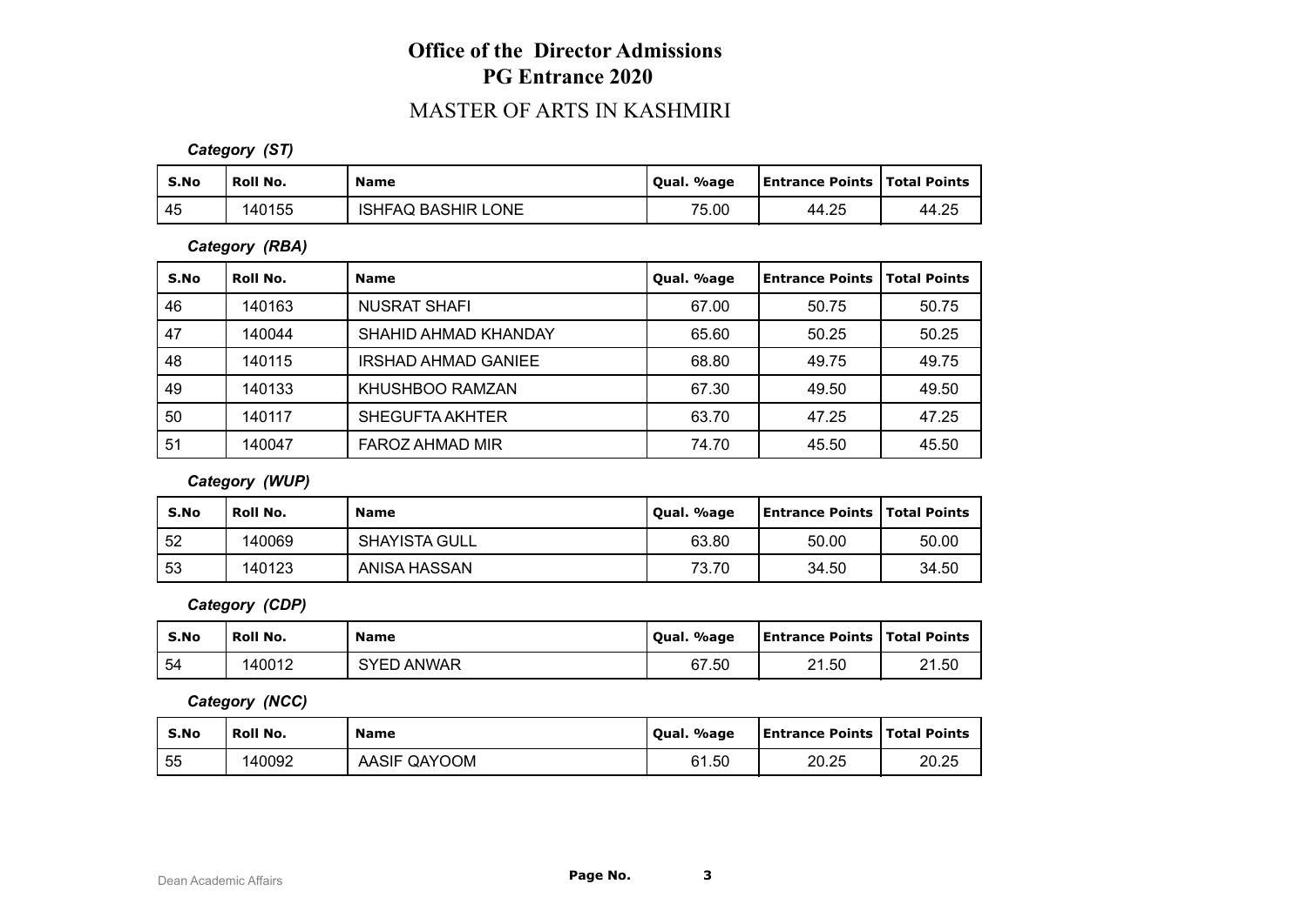# Office of the Director Admissions
## PG Entrance 2020

## MASTER OF ARTS IN KASHMIRI

***Category (ST)***

| S.No | Roll No. | Name | Qual. %age | Entrance Points | Total Points |
|---|---|---|---|---|---|
| 45 | 140155 | ISHFAQ BASHIR LONE | 75.00 | 44.25 | 44.25 |

***Category (RBA)***

| S.No | Roll No. | Name | Qual. %age | Entrance Points | Total Points |
|---|---|---|---|---|---|
| 46 | 140163 | NUSRAT SHAFI | 67.00 | 50.75 | 50.75 |
| 47 | 140044 | SHAHID AHMAD KHANDAY | 65.60 | 50.25 | 50.25 |
| 48 | 140115 | IRSHAD AHMAD GANIEE | 68.80 | 49.75 | 49.75 |
| 49 | 140133 | KHUSHBOO RAMZAN | 67.30 | 49.50 | 49.50 |
| 50 | 140117 | SHEGUFTA AKHTER | 63.70 | 47.25 | 47.25 |
| 51 | 140047 | FAROZ AHMAD MIR | 74.70 | 45.50 | 45.50 |

***Category (WUP)***

| S.No | Roll No. | Name | Qual. %age | Entrance Points | Total Points |
|---|---|---|---|---|---|
| 52 | 140069 | SHAYISTA GULL | 63.80 | 50.00 | 50.00 |
| 53 | 140123 | ANISA HASSAN | 73.70 | 34.50 | 34.50 |

***Category (CDP)***

| S.No | Roll No. | Name | Qual. %age | Entrance Points | Total Points |
|---|---|---|---|---|---|
| 54 | 140012 | SYED ANWAR | 67.50 | 21.50 | 21.50 |

***Category (NCC)***

| S.No | Roll No. | Name | Qual. %age | Entrance Points | Total Points |
|---|---|---|---|---|---|
| 55 | 140092 | AASIF QAYOOM | 61.50 | 20.25 | 20.25 |

Dean Academic Affairs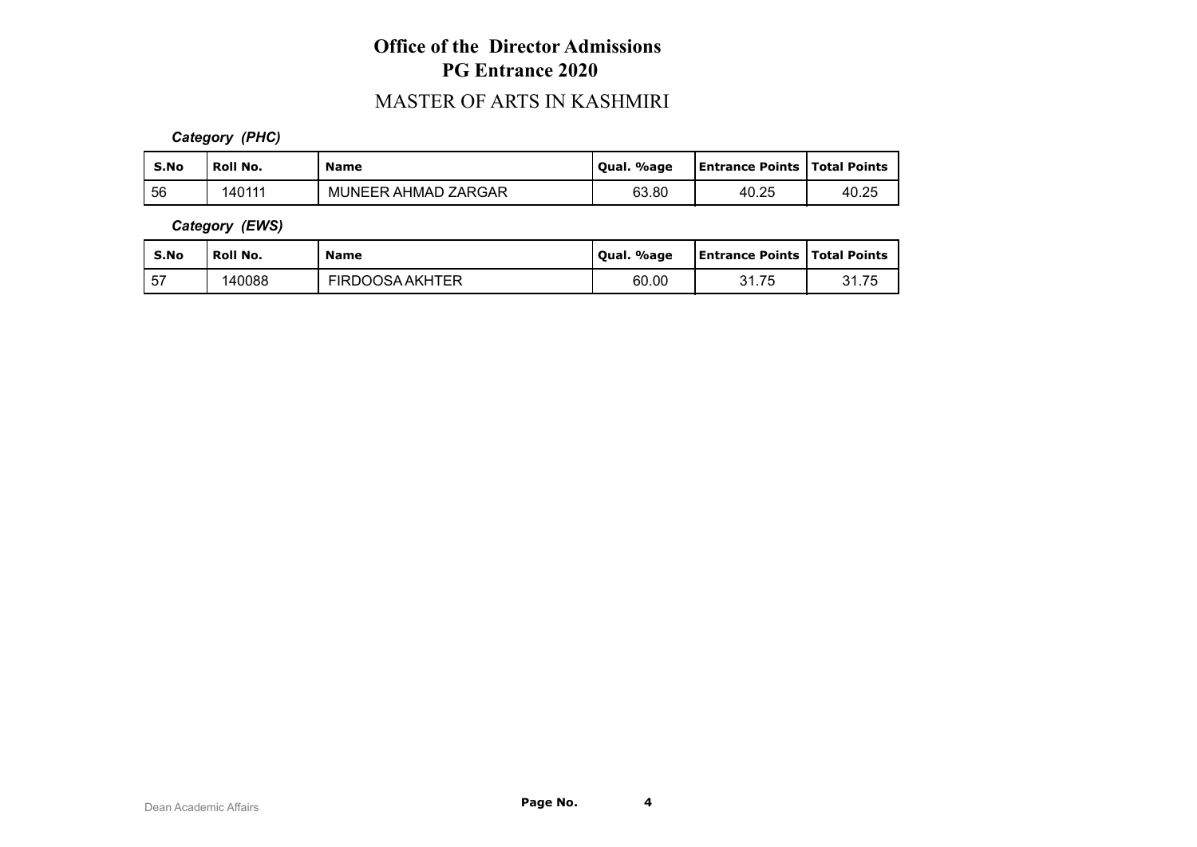# Office of the Director Admissions
## PG Entrance 2020

## MASTER OF ARTS IN KASHMIRI

***Category (PHC)***

| S.No | Roll No. | Name | Qual. %age | Entrance Points | Total Points |
|---|---|---|---|---|---|
| 56 | 140111 | MUNEER AHMAD ZARGAR | 63.80 | 40.25 | 40.25 |

***Category (EWS)***

| S.No | Roll No. | Name | Qual. %age | Entrance Points | Total Points |
|---|---|---|---|---|---|
| 57 | 140088 | FIRDOOSA AKHTER | 60.00 | 31.75 | 31.75 |

Dean Academic Affairs